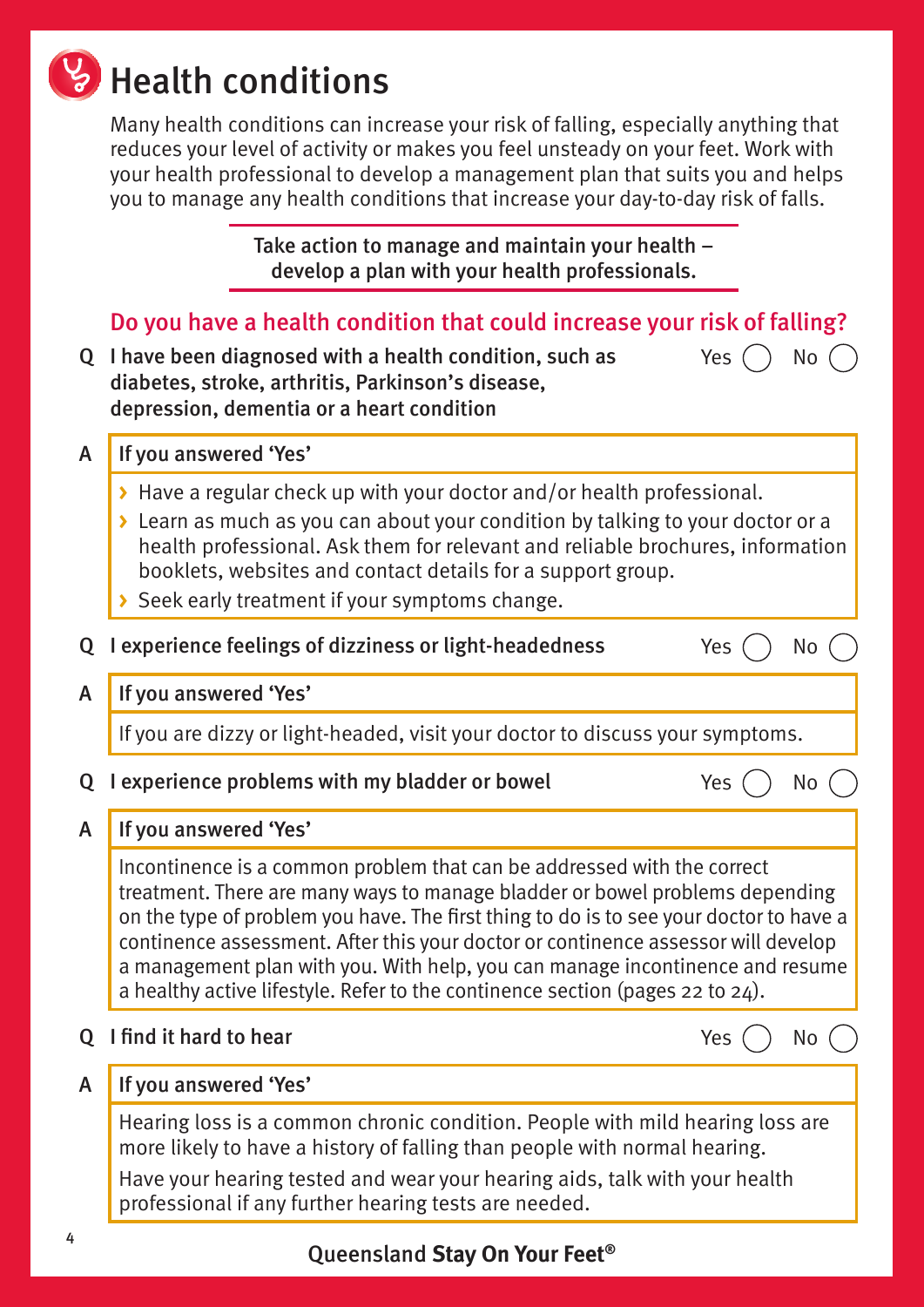# Health conditions

Many health conditions can increase your risk of falling, especially anything that reduces your level of activity or makes you feel unsteady on your feet. Work with your health professional to develop a management plan that suits you and helps you to manage any health conditions that increase your day-to-day risk of falls.

**Take action to manage and maintain your health – develop a plan with your health professionals.**

## Do you have a health condition that could increase your risk of falling?

**Q I have been diagnosed with a health condition, such as diabetes, stroke, arthritis, Parkinson's disease, depression, dementia or a heart condition** Yes ( ) No ( )

**A If you answered 'Yes'**

- Have a regular check up with your doctor and/or health professional.
- Learn as much as you can about your condition by talking to your doctor or a health professional. Ask them for relevant and reliable brochures, information booklets, websites and contact details for a support group.
- Seek early treatment if your symptoms change.

**Q I experience feelings of dizziness or light-headedness** Yes ( ) No ( )

**A If you answered 'Yes'**

If you are dizzy or light-headed, visit your doctor to discuss your symptoms.

**Q I experience problems with my bladder or bowel** Yes ( ) No ( )

**A If you answered 'Yes'**

Incontinence is a common problem that can be addressed with the correct treatment. There are many ways to manage bladder or bowel problems depending on the type of problem you have. The first thing to do is to see your doctor to have a continence assessment. After this your doctor or continence assessor will develop a management plan with you. With help, you can manage incontinence and resume a healthy active lifestyle. Refer to the continence section (pages 22 to 24).

**Q I find it hard to hear** Yes ( ) No ( )

**A If you answered 'Yes'**

Hearing loss is a common chronic condition. People with mild hearing loss are more likely to have a history of falling than people with normal hearing.

Have your hearing tested and wear your hearing aids, talk with your health professional if any further hearing tests are needed.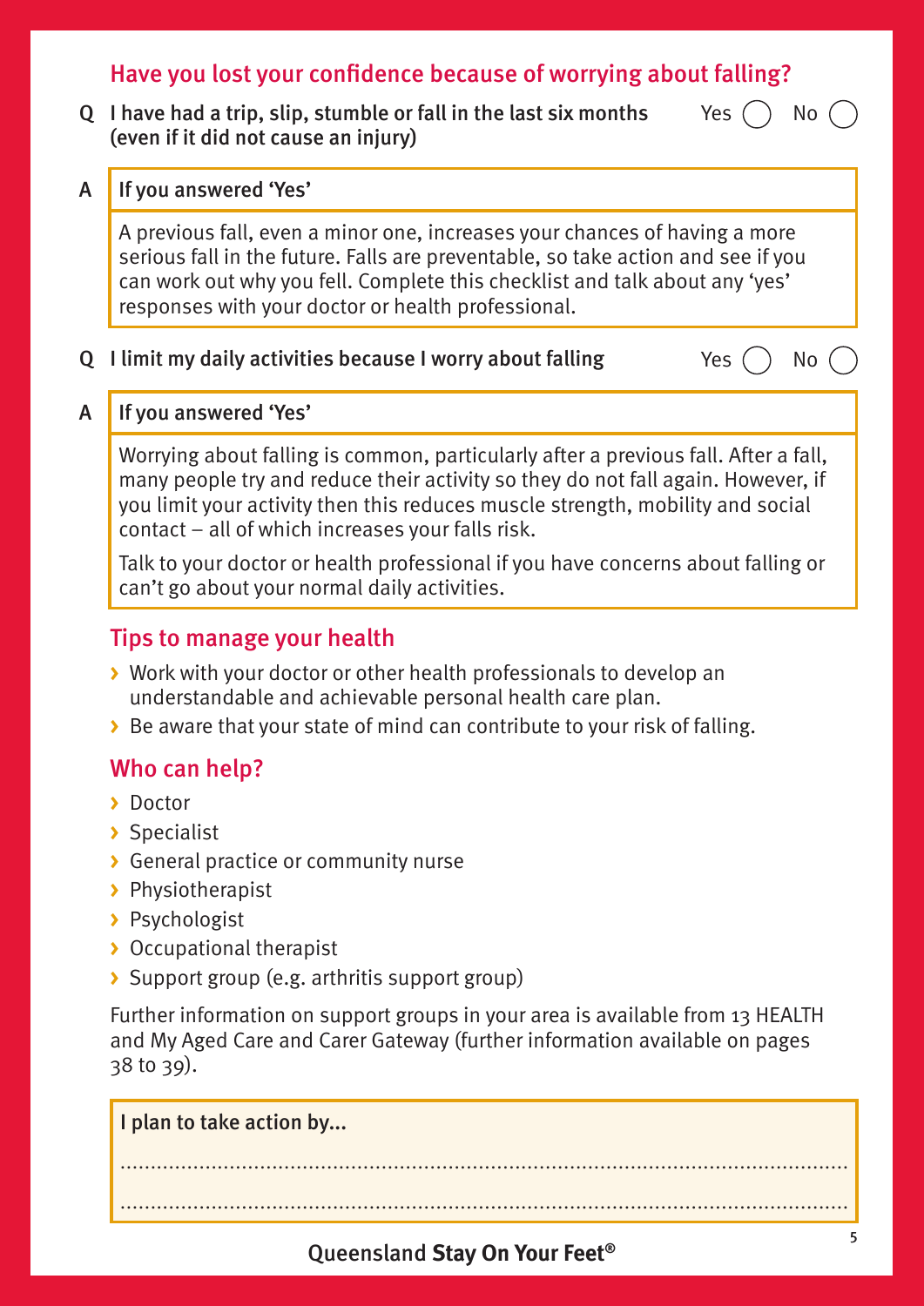## Have you lost your confidence because of worrying about falling?

**Q** **I have had a trip, slip, stumble or fall in the last six months (even if it did not cause an injury)** Yes ◯ No ◯

**A** **If you answered 'Yes'**

A previous fall, even a minor one, increases your chances of having a more serious fall in the future. Falls are preventable, so take action and see if you can work out why you fell. Complete this checklist and talk about any 'yes' responses with your doctor or health professional.

**Q** **I limit my daily activities because I worry about falling** Yes ◯ No ◯

**A** **If you answered 'Yes'**

Worrying about falling is common, particularly after a previous fall. After a fall, many people try and reduce their activity so they do not fall again. However, if you limit your activity then this reduces muscle strength, mobility and social contact – all of which increases your falls risk.

Talk to your doctor or health professional if you have concerns about falling or can't go about your normal daily activities.

## Tips to manage your health

- Work with your doctor or other health professionals to develop an understandable and achievable personal health care plan.
- Be aware that your state of mind can contribute to your risk of falling.

## Who can help?

- Doctor
- Specialist
- General practice or community nurse
- Physiotherapist
- Psychologist
- Occupational therapist
- Support group (e.g. arthritis support group)

Further information on support groups in your area is available from 13 HEALTH and My Aged Care and Carer Gateway (further information available on pages 38 to 39).

**I plan to take action by...**

..........................................................................................................

..........................................................................................................